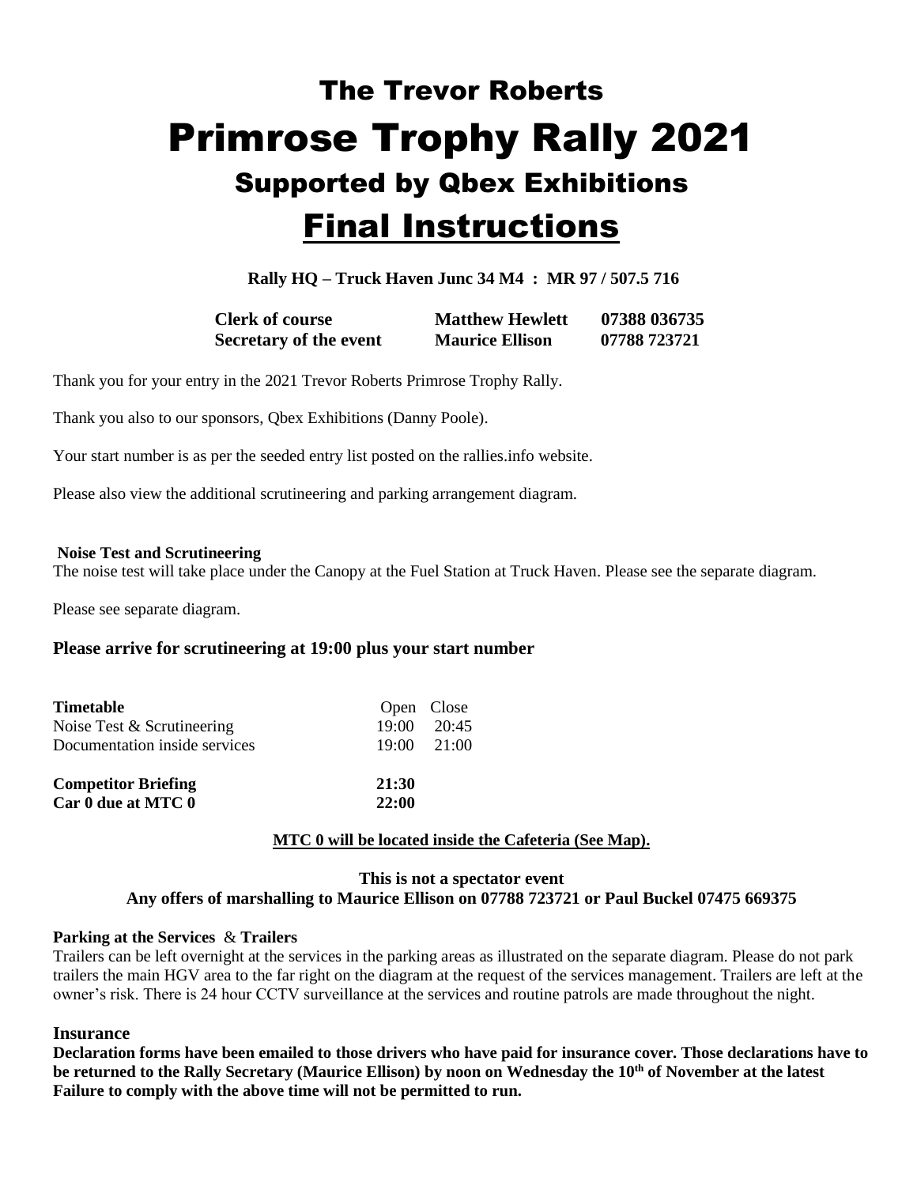# The Trevor Roberts

# Primrose Trophy Rally 2021

## Supported by Qbex Exhibitions

# Final Instructions

**Rally HQ – Truck Haven Junc 34 M4 : MR 97 / 507.5 716**

| | | |
|---|---|---|
| **Clerk of course** | **Matthew Hewlett** | **07388 036735** |
| **Secretary of the event** | **Maurice Ellison** | **07788 723721** |

Thank you for your entry in the 2021 Trevor Roberts Primrose Trophy Rally.

Thank you also to our sponsors, Qbex Exhibitions (Danny Poole).

Your start number is as per the seeded entry list posted on the rallies.info website.

Please also view the additional scrutineering and parking arrangement diagram.

**Noise Test and Scrutineering**

The noise test will take place under the Canopy at the Fuel Station at Truck Haven. Please see the separate diagram.

Please see separate diagram.

**Please arrive for scrutineering at 19:00 plus your start number**

| **Timetable** | Open | Close |
|---|---|---|
| Noise Test & Scrutineering | 19:00 | 20:45 |
| Documentation inside services | 19:00 | 21:00 |
| **Competitor Briefing** | **21:30** | |
| **Car 0 due at MTC 0** | **22:00** | |

**<u>MTC 0 will be located inside the Cafeteria (See Map).</u>**

**This is not a spectator event**
**Any offers of marshalling to Maurice Ellison on 07788 723721 or Paul Buckel 07475 669375**

**Parking at the Services & Trailers**

Trailers can be left overnight at the services in the parking areas as illustrated on the separate diagram. Please do not park trailers the main HGV area to the far right on the diagram at the request of the services management. Trailers are left at the owner's risk. There is 24 hour CCTV surveillance at the services and routine patrols are made throughout the night.

**Insurance**

**Declaration forms have been emailed to those drivers who have paid for insurance cover. Those declarations have to be returned to the Rally Secretary (Maurice Ellison) by noon on Wednesday the 10th of November at the latest Failure to comply with the above time will not be permitted to run.**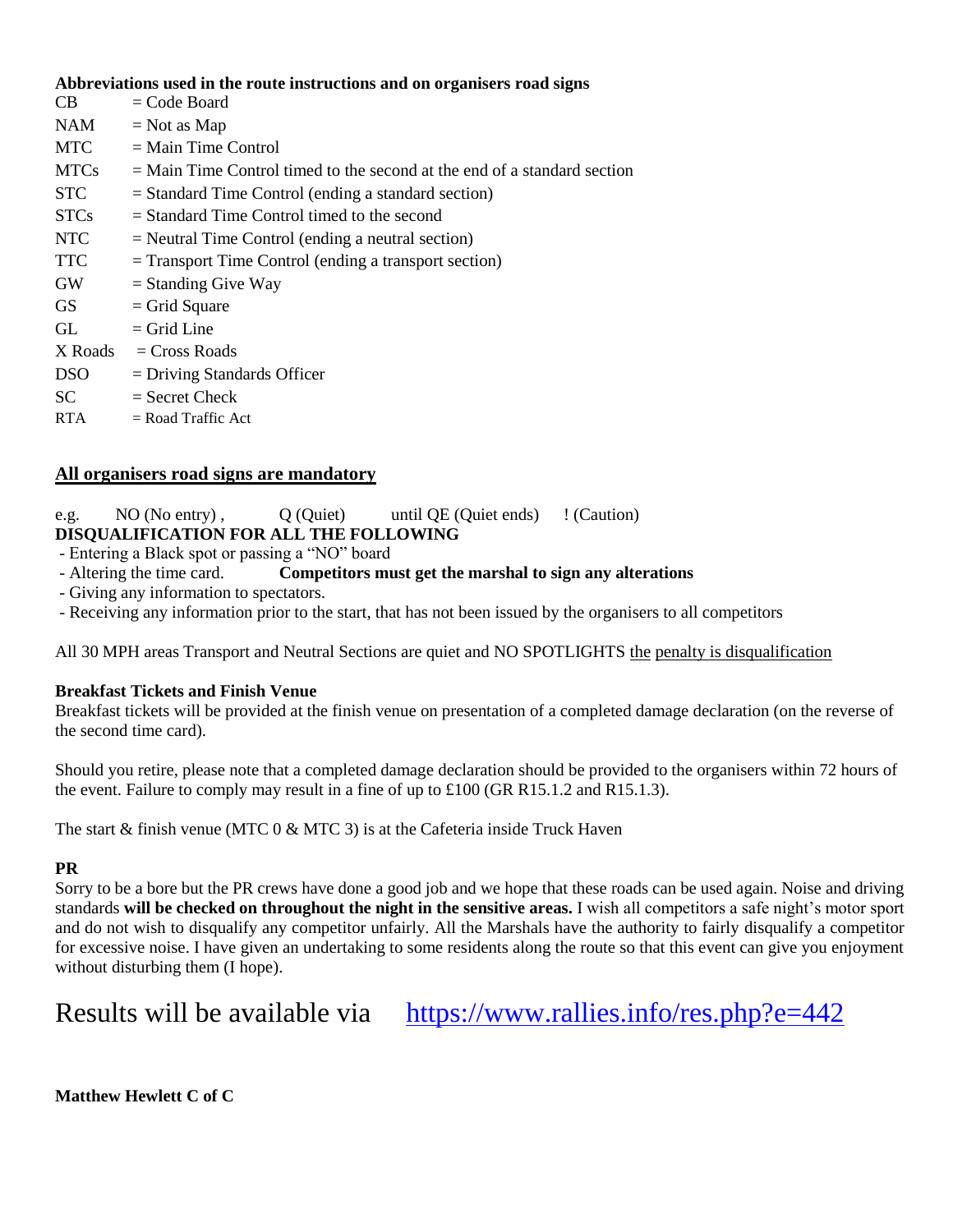**Abbreviations used in the route instructions and on organisers road signs**

| | |
|---|---|
| CB | = Code Board |
| NAM | = Not as Map |
| MTC | = Main Time Control |
| MTCs | = Main Time Control timed to the second at the end of a standard section |
| STC | = Standard Time Control (ending a standard section) |
| STCs | = Standard Time Control timed to the second |
| NTC | = Neutral Time Control (ending a neutral section) |
| TTC | = Transport Time Control (ending a transport section) |
| GW | = Standing Give Way |
| GS | = Grid Square |
| GL | = Grid Line |
| X Roads | = Cross Roads |
| DSO | = Driving Standards Officer |
| SC | = Secret Check |
| RTA | = Road Traffic Act |

## All organisers road signs are mandatory

e.g. NO (No entry) , Q (Quiet) until QE (Quiet ends) ! (Caution)

**DISQUALIFICATION FOR ALL THE FOLLOWING**

- Entering a Black spot or passing a "NO" board
- Altering the time card. **Competitors must get the marshal to sign any alterations**
- Giving any information to spectators.
- Receiving any information prior to the start, that has not been issued by the organisers to all competitors

All 30 MPH areas Transport and Neutral Sections are quiet and NO SPOTLIGHTS the penalty is disqualification

**Breakfast Tickets and Finish Venue**

Breakfast tickets will be provided at the finish venue on presentation of a completed damage declaration (on the reverse of the second time card).

Should you retire, please note that a completed damage declaration should be provided to the organisers within 72 hours of the event. Failure to comply may result in a fine of up to £100 (GR R15.1.2 and R15.1.3).

The start & finish venue (MTC 0 & MTC 3) is at the Cafeteria inside Truck Haven

**PR**

Sorry to be a bore but the PR crews have done a good job and we hope that these roads can be used again. Noise and driving standards **will be checked on throughout the night in the sensitive areas.** I wish all competitors a safe night's motor sport and do not wish to disqualify any competitor unfairly. All the Marshals have the authority to fairly disqualify a competitor for excessive noise. I have given an undertaking to some residents along the route so that this event can give you enjoyment without disturbing them (I hope).

Results will be available via https://www.rallies.info/res.php?e=442

**Matthew Hewlett C of C**